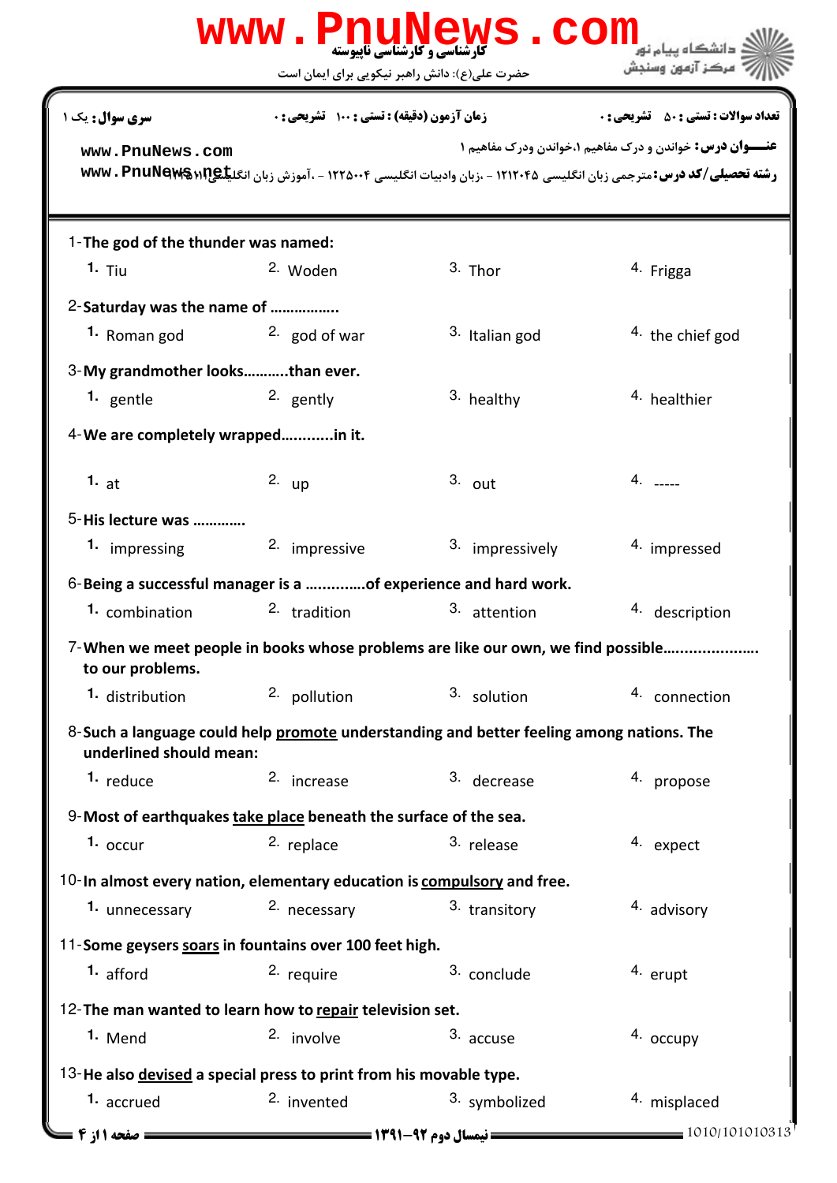**www.PnuNews.com**

کارشناسی و کارشناسی ناپیوسته

حضرت علی(ع): دانش راهبر نیکویی برای ایمان است

دانشگاه پیام نور
مرکز آزمون وسنجش

**سری سوال:** یک ۱ | **زمان آزمون (دقیقه) : تستی : ۱۰۰ تشریحی : ۰** | **تعداد سوالات : تستی : ۵۰ تشریحی : ۰**

**عنـــوان درس:** خواندن و درک مفاهیم ۱،خواندن ودرک مفاهیم ۱

**رشته تحصیلی/کد درس:** مترجمی زبان انگلیسی ۱۲۱۲۰۴۵ - ،زبان وادبیات انگلیسی ۱۲۲۵۰۰۴ - ،آموزش زبان انگلیسی۱۲۱۱۱۶

www.PnuNews.com
www.PnuNews.net

---

1-**The god of the thunder was named:**

1. Tiu
2. Woden
3. Thor
4. Frigga

2-**Saturday was the name of ……………..**

1. Roman god
2. god of war
3. Italian god
4. the chief god

3-**My grandmother looks……….than ever.**

1. gentle
2. gently
3. healthy
4. healthier

4-**We are completely wrapped………...in it.**

1. at
2. up
3. out
4. -----

5-**His lecture was …………**

1. impressing
2. impressive
3. impressively
4. impressed

6-**Being a successful manager is a ………….of experience and hard work.**

1. combination
2. tradition
3. attention
4. description

7-**When we meet people in books whose problems are like our own, we find possible………………….. to our problems.**

1. distribution
2. pollution
3. solution
4. connection

8-**Such a language could help <u>promote</u> understanding and better feeling among nations. The underlined should mean:**

1. reduce
2. increase
3. decrease
4. propose

9-**Most of earthquakes <u>take place</u> beneath the surface of the sea.**

1. occur
2. replace
3. release
4. expect

10-**In almost every nation, elementary education is <u>compulsory</u> and free.**

1. unnecessary
2. necessary
3. transitory
4. advisory

11-**Some geysers <u>soars</u> in fountains over 100 feet high.**

1. afford
2. require
3. conclude
4. erupt

12-**The man wanted to learn how to <u>repair</u> television set.**

1. Mend
2. involve
3. accuse
4. occupy

13-**He also <u>devised</u> a special press to print from his movable type.**

1. accrued
2. invented
3. symbolized
4. misplaced

نیمسال دوم ۹۲-۱۳۹۱

1010/101010313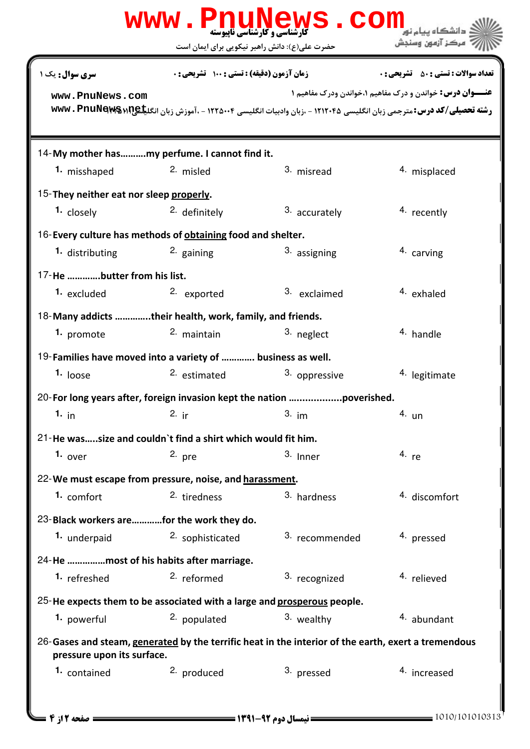سری سوال: یک ۱ | زمان آزمون (دقیقه) : تستی : ۱۰۰ تشریحی : ۰ | تعداد سوالات : تستی : ۵۰ تشریحی : ۰

**عنــوان درس:** خواندن و درک مفاهیم ۱،خواندن ودرک مفاهیم ۱

**رشته تحصیلی/کد درس:** مترجمی زبان انگلیسی ۱۲۱۲۰۴۵ - ،زبان وادبیات انگلیسی ۱۲۲۵۰۰۴ - ،آموزش زبان انگلیسی ۱۲۱۵۱۱۱

14- **My mother has..........my perfume. I cannot find it.**

1. misshaped 2. misled 3. misread 4. misplaced

15- **They neither eat nor sleep properly.**

1. closely 2. definitely 3. accurately 4. recently

16- **Every culture has methods of obtaining food and shelter.**

1. distributing 2. gaining 3. assigning 4. carving

17- **He .............butter from his list.**

1. excluded 2. exported 3. exclaimed 4. exhaled

18- **Many addicts .............their health, work, family, and friends.**

1. promote 2. maintain 3. neglect 4. handle

19- **Families have moved into a variety of ............ business as well.**

1. loose 2. estimated 3. oppressive 4. legitimate

20- **For long years after, foreign invasion kept the nation ..................poverished.**

1. in 2. ir 3. im 4. un

21- **He was.....size and couldn`t find a shirt which would fit him.**

1. over 2. pre 3. Inner 4. re

22- **We must escape from pressure, noise, and harassment.**

1. comfort 2. tiredness 3. hardness 4. discomfort

23- **Black workers are............for the work they do.**

1. underpaid 2. sophisticated 3. recommended 4. pressed

24- **He ...............most of his habits after marriage.**

1. refreshed 2. reformed 3. recognized 4. relieved

25- **He expects them to be associated with a large and prosperous people.**

1. powerful 2. populated 3. wealthy 4. abundant

26- **Gases and steam, generated by the terrific heat in the interior of the earth, exert a tremendous pressure upon its surface.**

1. contained 2. produced 3. pressed 4. increased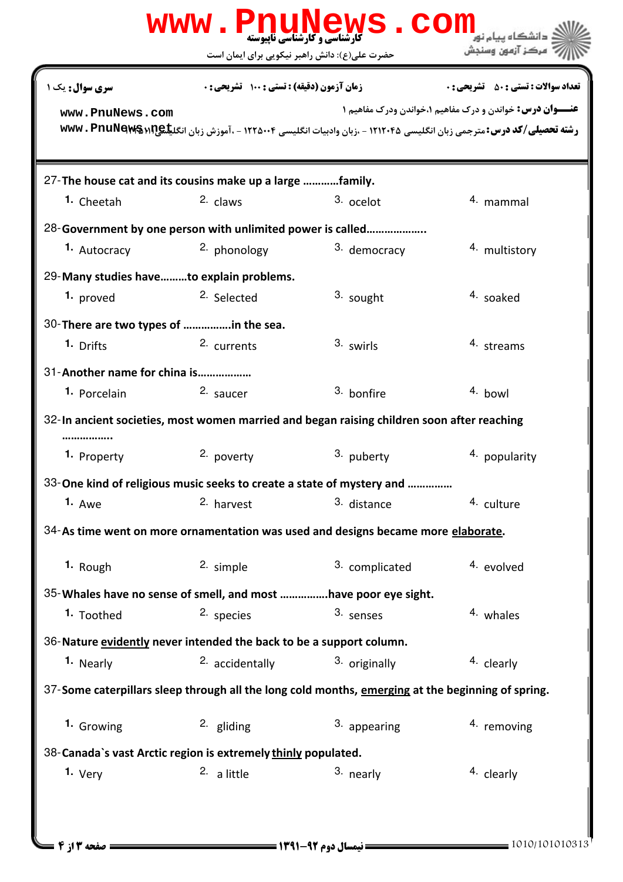**سری سوال:** یک ۱

**زمان آزمون (دقیقه) : تستی : ۱۰۰ تشریحی : ۰**

**تعداد سوالات : تستی : ۵۰ تشریحی : ۰**

**عنـــوان درس:** خواندن و درک مفاهیم ۱،خواندن ودرک مفاهیم ۱

**رشته تحصیلی/کد درس:** مترجمی زبان انگلیسی ۱۲۱۲۰۴۵ - ،زبان وادبیات انگلیسی ۱۲۲۵۰۰۴ - ،آموزش زبان انگلیسی۱۲۱۱۴۱۸

27-The house cat and its cousins make up a large ............family.

1. Cheetah
2. claws
3. ocelot
4. mammal

28-Government by one person with unlimited power is called...................

1. Autocracy
2. phonology
3. democracy
4. multistory

29-Many studies have.........to explain problems.

1. proved
2. Selected
3. sought
4. soaked

30-There are two types of ................in the sea.

1. Drifts
2. currents
3. swirls
4. streams

31-Another name for china is..................

1. Porcelain
2. saucer
3. bonfire
4. bowl

32-In ancient societies, most women married and began raising children soon after reaching ................

1. Property
2. poverty
3. puberty
4. popularity

33-One kind of religious music seeks to create a state of mystery and ..............

1. Awe
2. harvest
3. distance
4. culture

34-As time went on more ornamentation was used and designs became more elaborate.

1. Rough
2. simple
3. complicated
4. evolved

35-Whales have no sense of smell, and most ...............have poor eye sight.

1. Toothed
2. species
3. senses
4. whales

36-Nature evidently never intended the back to be a support column.

1. Nearly
2. accidentally
3. originally
4. clearly

37-Some caterpillars sleep through all the long cold months, emerging at the beginning of spring.

1. Growing
2. gliding
3. appearing
4. removing

38-Canada`s vast Arctic region is extremely thinly populated.

1. Very
2. a little
3. nearly
4. clearly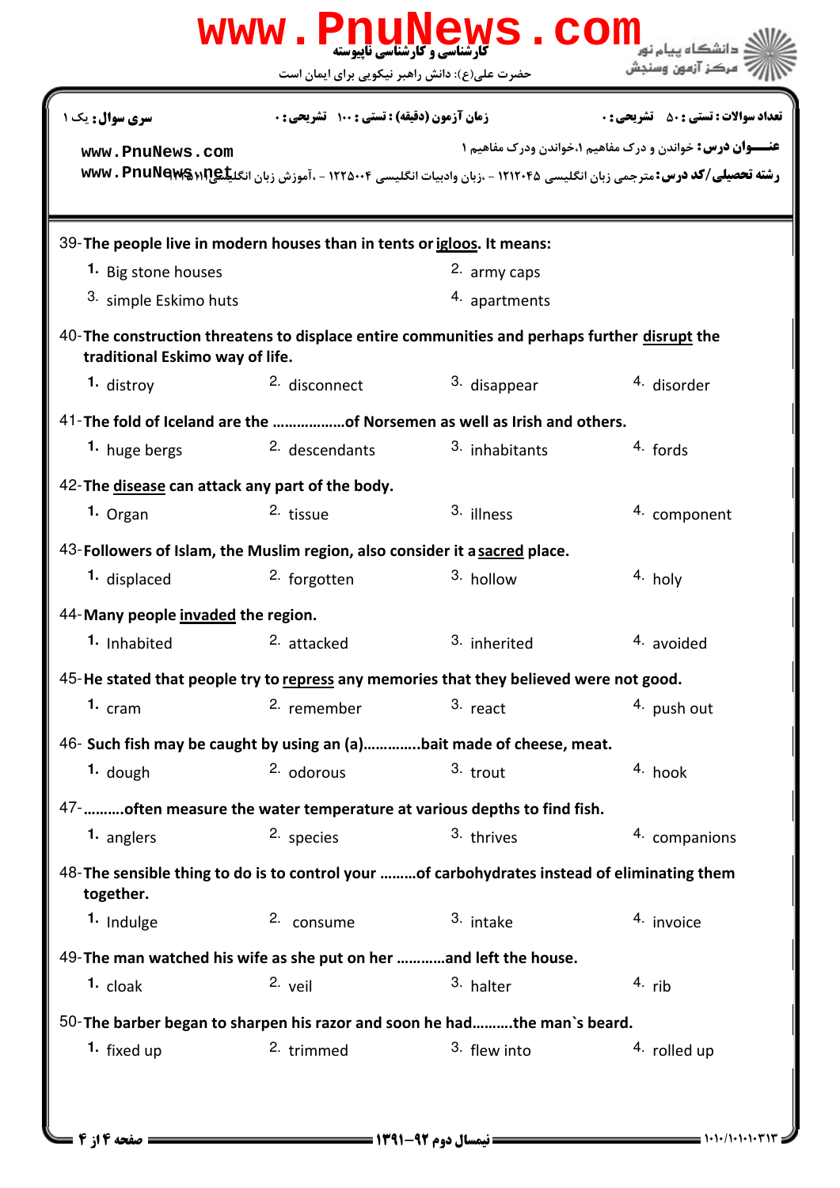**سری سوال:** یک ۱ | **زمان آزمون (دقیقه) : تستی : ۱۰۰ تشریحی : ۰** | **تعداد سوالات : تستی : ۵۰ تشریحی : ۰**

**عنـــوان درس:** خواندن و درک مفاهیم ۱،خواندن ودرک مفاهیم ۱

**رشته تحصیلی/کد درس:** مترجمی زبان انگلیسی ۱۲۱۲۰۴۵ - ،زبان وادبیات انگلیسی ۱۲۲۵۰۰۴ - ،آموزش زبان انگلیسی۱۲۱۵۱۴۸

39- The people live in modern houses than in tents or igloos. It means:

1. Big stone houses
2. army caps
3. simple Eskimo huts
4. apartments

40- The construction threatens to displace entire communities and perhaps further disrupt the traditional Eskimo way of life.

1. distroy
2. disconnect
3. disappear
4. disorder

41- The fold of Iceland are the ………………of Norsemen as well as Irish and others.

1. huge bergs
2. descendants
3. inhabitants
4. fords

42- The disease can attack any part of the body.

1. Organ
2. tissue
3. illness
4. component

43- Followers of Islam, the Muslim region, also consider it a sacred place.

1. displaced
2. forgotten
3. hollow
4. holy

44- Many people invaded the region.

1. Inhabited
2. attacked
3. inherited
4. avoided

45- He stated that people try to repress any memories that they believed were not good.

1. cram
2. remember
3. react
4. push out

46- Such fish may be caught by using an (a)…………..bait made of cheese, meat.

1. dough
2. odorous
3. trout
4. hook

47- ……….often measure the water temperature at various depths to find fish.

1. anglers
2. species
3. thrives
4. companions

48- The sensible thing to do is to control your ………of carbohydrates instead of eliminating them together.

1. Indulge
2. consume
3. intake
4. invoice

49- The man watched his wife as she put on her …………and left the house.

1. cloak
2. veil
3. halter
4. rib

50- The barber began to sharpen his razor and soon he had……….the man`s beard.

1. fixed up
2. trimmed
3. flew into
4. rolled up